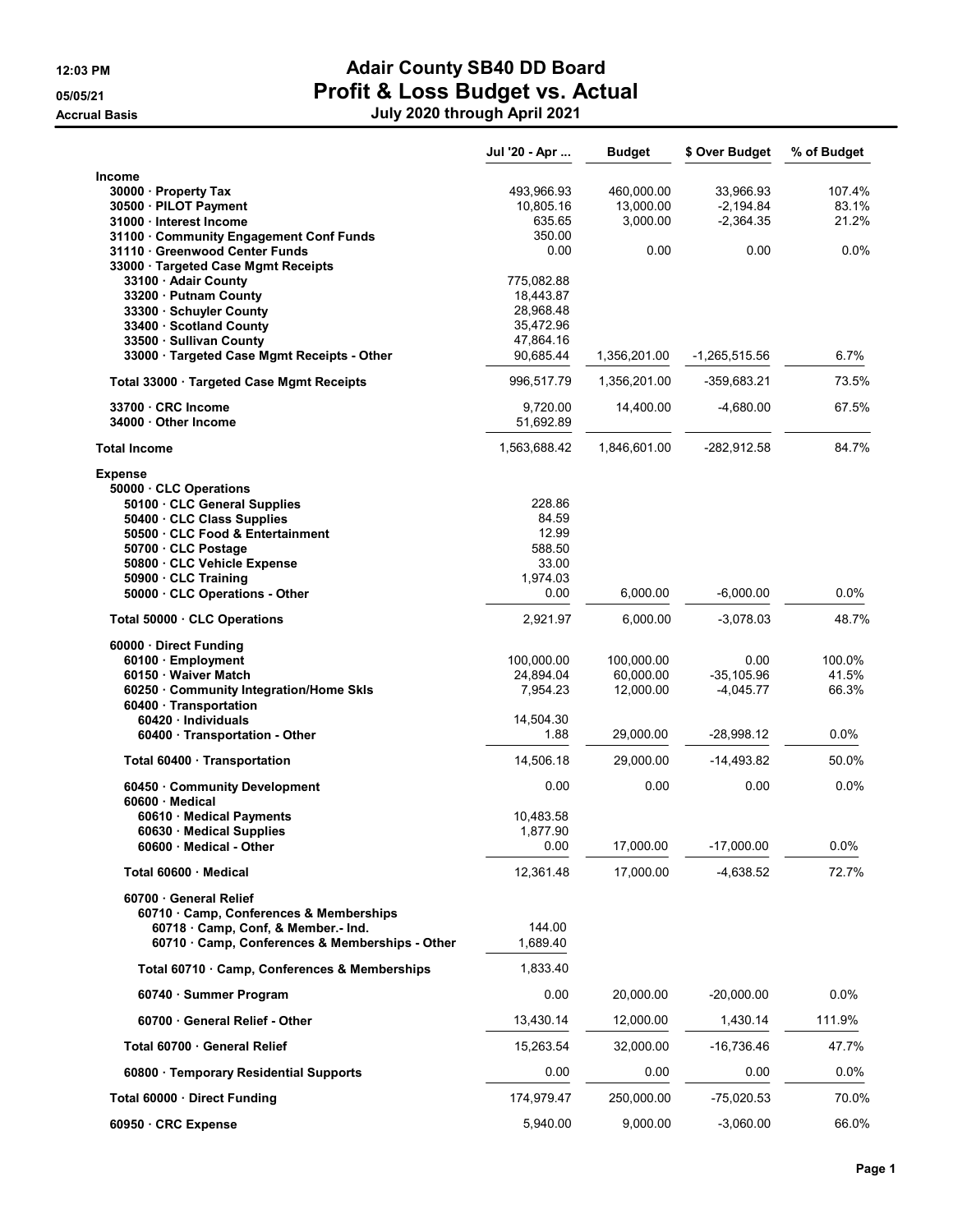# Adair County SB40 DD Board

## Profit & Loss Budget vs. Actual

### July 2020 through April 2021

12:03 PM

05/05/21

Accrual Basis

| | Jul '20 - Apr ... | Budget | $ Over Budget | % of Budget |
|---|---|---|---|---|
| **Income** | | | | |
| 30000 · Property Tax | 493,966.93 | 460,000.00 | 33,966.93 | 107.4% |
| 30500 · PILOT Payment | 10,805.16 | 13,000.00 | -2,194.84 | 83.1% |
| 31000 · Interest Income | 635.65 | 3,000.00 | -2,364.35 | 21.2% |
| 31100 · Community Engagement Conf Funds | 350.00 | | | |
| 31110 · Greenwood Center Funds | 0.00 | 0.00 | 0.00 | 0.0% |
| 33000 · Targeted Case Mgmt Receipts | | | | |
| 33100 · Adair County | 775,082.88 | | | |
| 33200 · Putnam County | 18,443.87 | | | |
| 33300 · Schuyler County | 28,968.48 | | | |
| 33400 · Scotland County | 35,472.96 | | | |
| 33500 · Sullivan County | 47,864.16 | | | |
| 33000 · Targeted Case Mgmt Receipts - Other | 90,685.44 | 1,356,201.00 | -1,265,515.56 | 6.7% |
| Total 33000 · Targeted Case Mgmt Receipts | 996,517.79 | 1,356,201.00 | -359,683.21 | 73.5% |
| 33700 · CRC Income | 9,720.00 | 14,400.00 | -4,680.00 | 67.5% |
| 34000 · Other Income | 51,692.89 | | | |
| **Total Income** | 1,563,688.42 | 1,846,601.00 | -282,912.58 | 84.7% |
| **Expense** | | | | |
| 50000 · CLC Operations | | | | |
| 50100 · CLC General Supplies | 228.86 | | | |
| 50400 · CLC Class Supplies | 84.59 | | | |
| 50500 · CLC Food & Entertainment | 12.99 | | | |
| 50700 · CLC Postage | 588.50 | | | |
| 50800 · CLC Vehicle Expense | 33.00 | | | |
| 50900 · CLC Training | 1,974.03 | | | |
| 50000 · CLC Operations - Other | 0.00 | 6,000.00 | -6,000.00 | 0.0% |
| Total 50000 · CLC Operations | 2,921.97 | 6,000.00 | -3,078.03 | 48.7% |
| 60000 · Direct Funding | | | | |
| 60100 · Employment | 100,000.00 | 100,000.00 | 0.00 | 100.0% |
| 60150 · Waiver Match | 24,894.04 | 60,000.00 | -35,105.96 | 41.5% |
| 60250 · Community Integration/Home Skls | 7,954.23 | 12,000.00 | -4,045.77 | 66.3% |
| 60400 · Transportation | | | | |
| 60420 · Individuals | 14,504.30 | | | |
| 60400 · Transportation - Other | 1.88 | 29,000.00 | -28,998.12 | 0.0% |
| Total 60400 · Transportation | 14,506.18 | 29,000.00 | -14,493.82 | 50.0% |
| 60450 · Community Development | 0.00 | 0.00 | 0.00 | 0.0% |
| 60600 · Medical | | | | |
| 60610 · Medical Payments | 10,483.58 | | | |
| 60630 · Medical Supplies | 1,877.90 | | | |
| 60600 · Medical - Other | 0.00 | 17,000.00 | -17,000.00 | 0.0% |
| Total 60600 · Medical | 12,361.48 | 17,000.00 | -4,638.52 | 72.7% |
| 60700 · General Relief | | | | |
| 60710 · Camp, Conferences & Memberships | | | | |
| 60718 · Camp, Conf, & Member.- Ind. | 144.00 | | | |
| 60710 · Camp, Conferences & Memberships - Other | 1,689.40 | | | |
| Total 60710 · Camp, Conferences & Memberships | 1,833.40 | | | |
| 60740 · Summer Program | 0.00 | 20,000.00 | -20,000.00 | 0.0% |
| 60700 · General Relief - Other | 13,430.14 | 12,000.00 | 1,430.14 | 111.9% |
| Total 60700 · General Relief | 15,263.54 | 32,000.00 | -16,736.46 | 47.7% |
| 60800 · Temporary Residential Supports | 0.00 | 0.00 | 0.00 | 0.0% |
| Total 60000 · Direct Funding | 174,979.47 | 250,000.00 | -75,020.53 | 70.0% |
| 60950 · CRC Expense | 5,940.00 | 9,000.00 | -3,060.00 | 66.0% |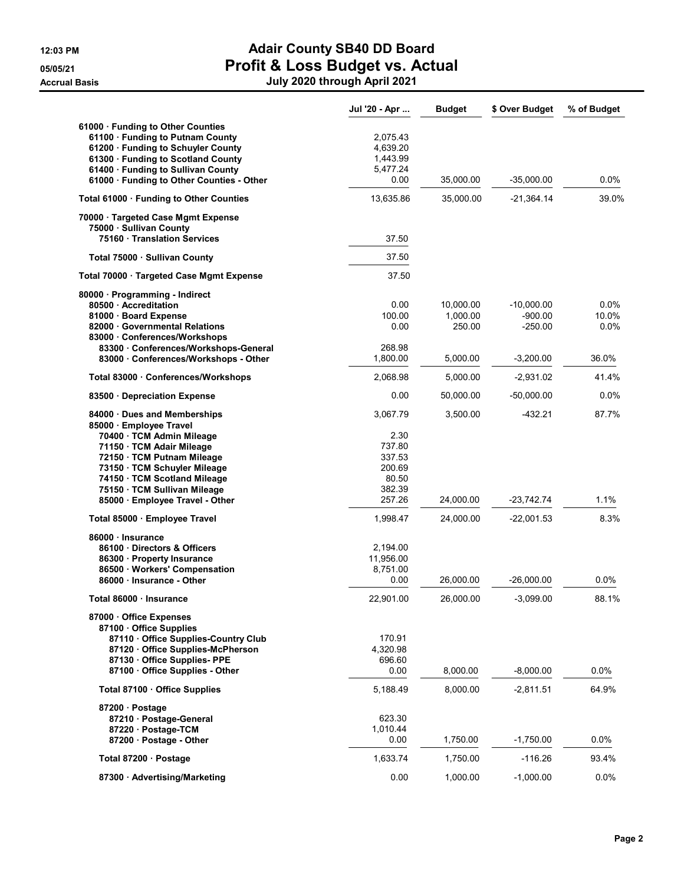# Adair County SB40 DD Board
## Profit & Loss Budget vs. Actual
### July 2020 through April 2021

12:03 PM
05/05/21
Accrual Basis

| | Jul '20 - Apr ... | Budget | $ Over Budget | % of Budget |
|---|---|---|---|---|
| 61000 · Funding to Other Counties | | | | |
| 61100 · Funding to Putnam County | 2,075.43 | | | |
| 61200 · Funding to Schuyler County | 4,639.20 | | | |
| 61300 · Funding to Scotland County | 1,443.99 | | | |
| 61400 · Funding to Sullivan County | 5,477.24 | | | |
| 61000 · Funding to Other Counties - Other | 0.00 | 35,000.00 | -35,000.00 | 0.0% |
| Total 61000 · Funding to Other Counties | 13,635.86 | 35,000.00 | -21,364.14 | 39.0% |
| 70000 · Targeted Case Mgmt Expense | | | | |
| 75000 · Sullivan County | | | | |
| 75160 · Translation Services | 37.50 | | | |
| Total 75000 · Sullivan County | 37.50 | | | |
| Total 70000 · Targeted Case Mgmt Expense | 37.50 | | | |
| 80000 · Programming - Indirect | | | | |
| 80500 · Accreditation | 0.00 | 10,000.00 | -10,000.00 | 0.0% |
| 81000 · Board Expense | 100.00 | 1,000.00 | -900.00 | 10.0% |
| 82000 · Governmental Relations | 0.00 | 250.00 | -250.00 | 0.0% |
| 83000 · Conferences/Workshops | | | | |
| 83300 · Conferences/Workshops-General | 268.98 | | | |
| 83000 · Conferences/Workshops - Other | 1,800.00 | 5,000.00 | -3,200.00 | 36.0% |
| Total 83000 · Conferences/Workshops | 2,068.98 | 5,000.00 | -2,931.02 | 41.4% |
| 83500 · Depreciation Expense | 0.00 | 50,000.00 | -50,000.00 | 0.0% |
| 84000 · Dues and Memberships | 3,067.79 | 3,500.00 | -432.21 | 87.7% |
| 85000 · Employee Travel | | | | |
| 70400 · TCM Admin Mileage | 2.30 | | | |
| 71150 · TCM Adair Mileage | 737.80 | | | |
| 72150 · TCM Putnam Mileage | 337.53 | | | |
| 73150 · TCM Schuyler Mileage | 200.69 | | | |
| 74150 · TCM Scotland Mileage | 80.50 | | | |
| 75150 · TCM Sullivan Mileage | 382.39 | | | |
| 85000 · Employee Travel - Other | 257.26 | 24,000.00 | -23,742.74 | 1.1% |
| Total 85000 · Employee Travel | 1,998.47 | 24,000.00 | -22,001.53 | 8.3% |
| 86000 · Insurance | | | | |
| 86100 · Directors & Officers | 2,194.00 | | | |
| 86300 · Property Insurance | 11,956.00 | | | |
| 86500 · Workers' Compensation | 8,751.00 | | | |
| 86000 · Insurance - Other | 0.00 | 26,000.00 | -26,000.00 | 0.0% |
| Total 86000 · Insurance | 22,901.00 | 26,000.00 | -3,099.00 | 88.1% |
| 87000 · Office Expenses | | | | |
| 87100 · Office Supplies | | | | |
| 87110 · Office Supplies-Country Club | 170.91 | | | |
| 87120 · Office Supplies-McPherson | 4,320.98 | | | |
| 87130 · Office Supplies- PPE | 696.60 | | | |
| 87100 · Office Supplies - Other | 0.00 | 8,000.00 | -8,000.00 | 0.0% |
| Total 87100 · Office Supplies | 5,188.49 | 8,000.00 | -2,811.51 | 64.9% |
| 87200 · Postage | | | | |
| 87210 · Postage-General | 623.30 | | | |
| 87220 · Postage-TCM | 1,010.44 | | | |
| 87200 · Postage - Other | 0.00 | 1,750.00 | -1,750.00 | 0.0% |
| Total 87200 · Postage | 1,633.74 | 1,750.00 | -116.26 | 93.4% |
| 87300 · Advertising/Marketing | 0.00 | 1,000.00 | -1,000.00 | 0.0% |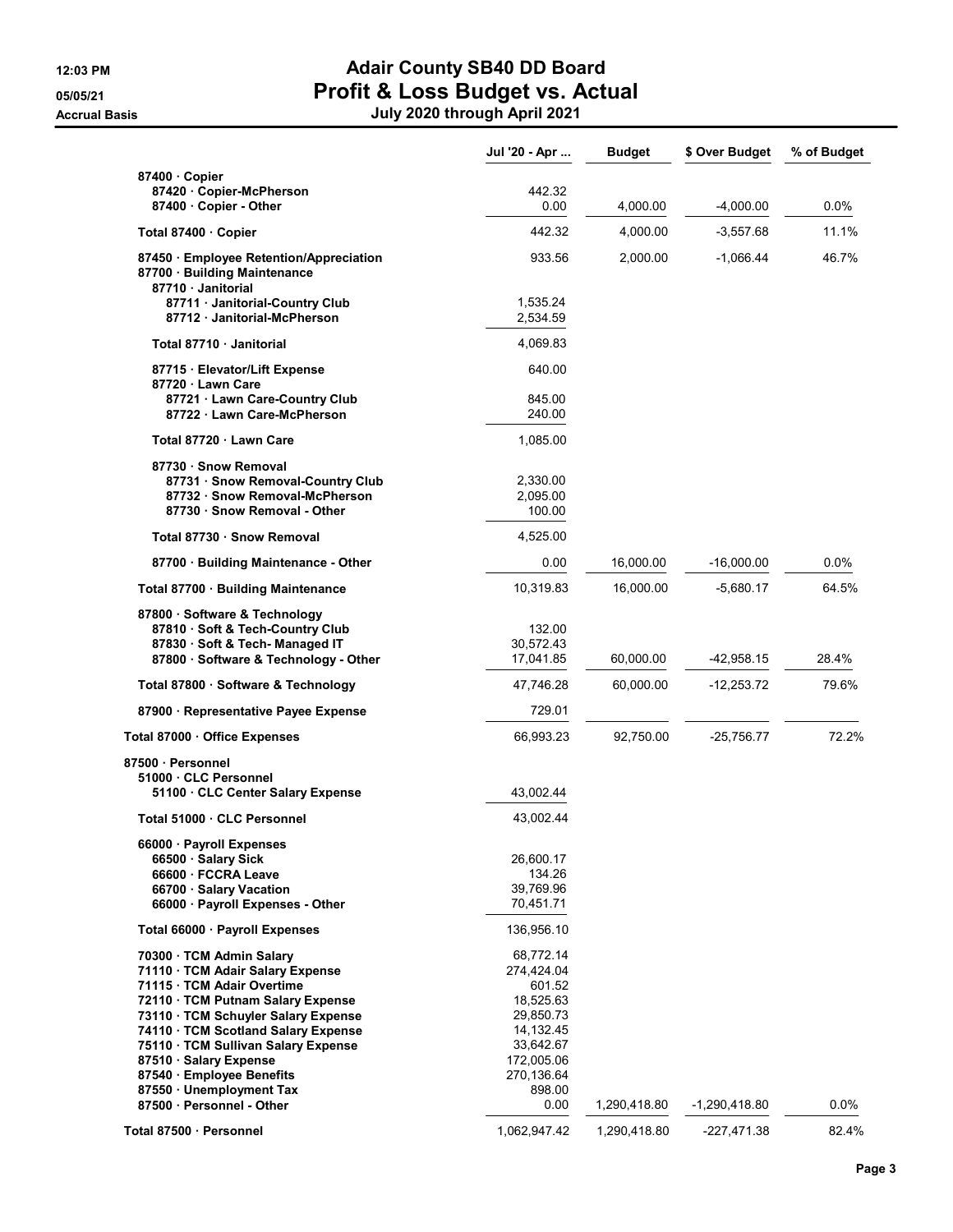# Adair County SB40 DD Board

## Profit & Loss Budget vs. Actual

### July 2020 through April 2021

Accrual Basis

| | Jul '20 - Apr ... | Budget | $ Over Budget | % of Budget |
|---|---|---|---|---|
| 87400 · Copier | | | | |
| 87420 · Copier-McPherson | 442.32 | | | |
| 87400 · Copier - Other | 0.00 | 4,000.00 | -4,000.00 | 0.0% |
| Total 87400 · Copier | 442.32 | 4,000.00 | -3,557.68 | 11.1% |
| 87450 · Employee Retention/Appreciation | 933.56 | 2,000.00 | -1,066.44 | 46.7% |
| 87700 · Building Maintenance | | | | |
| 87710 · Janitorial | | | | |
| 87711 · Janitorial-Country Club | 1,535.24 | | | |
| 87712 · Janitorial-McPherson | 2,534.59 | | | |
| Total 87710 · Janitorial | 4,069.83 | | | |
| 87715 · Elevator/Lift Expense | 640.00 | | | |
| 87720 · Lawn Care | | | | |
| 87721 · Lawn Care-Country Club | 845.00 | | | |
| 87722 · Lawn Care-McPherson | 240.00 | | | |
| Total 87720 · Lawn Care | 1,085.00 | | | |
| 87730 · Snow Removal | | | | |
| 87731 · Snow Removal-Country Club | 2,330.00 | | | |
| 87732 · Snow Removal-McPherson | 2,095.00 | | | |
| 87730 · Snow Removal - Other | 100.00 | | | |
| Total 87730 · Snow Removal | 4,525.00 | | | |
| 87700 · Building Maintenance - Other | 0.00 | 16,000.00 | -16,000.00 | 0.0% |
| Total 87700 · Building Maintenance | 10,319.83 | 16,000.00 | -5,680.17 | 64.5% |
| 87800 · Software & Technology | | | | |
| 87810 · Soft & Tech-Country Club | 132.00 | | | |
| 87830 · Soft & Tech- Managed IT | 30,572.43 | | | |
| 87800 · Software & Technology - Other | 17,041.85 | 60,000.00 | -42,958.15 | 28.4% |
| Total 87800 · Software & Technology | 47,746.28 | 60,000.00 | -12,253.72 | 79.6% |
| 87900 · Representative Payee Expense | 729.01 | | | |
| Total 87000 · Office Expenses | 66,993.23 | 92,750.00 | -25,756.77 | 72.2% |
| 87500 · Personnel | | | | |
| 51000 · CLC Personnel | | | | |
| 51100 · CLC Center Salary Expense | 43,002.44 | | | |
| Total 51000 · CLC Personnel | 43,002.44 | | | |
| 66000 · Payroll Expenses | | | | |
| 66500 · Salary Sick | 26,600.17 | | | |
| 66600 · FCCRA Leave | 134.26 | | | |
| 66700 · Salary Vacation | 39,769.96 | | | |
| 66000 · Payroll Expenses - Other | 70,451.71 | | | |
| Total 66000 · Payroll Expenses | 136,956.10 | | | |
| 70300 · TCM Admin Salary | 68,772.14 | | | |
| 71110 · TCM Adair Salary Expense | 274,424.04 | | | |
| 71115 · TCM Adair Overtime | 601.52 | | | |
| 72110 · TCM Putnam Salary Expense | 18,525.63 | | | |
| 73110 · TCM Schuyler Salary Expense | 29,850.73 | | | |
| 74110 · TCM Scotland Salary Expense | 14,132.45 | | | |
| 75110 · TCM Sullivan Salary Expense | 33,642.67 | | | |
| 87510 · Salary Expense | 172,005.06 | | | |
| 87540 · Employee Benefits | 270,136.64 | | | |
| 87550 · Unemployment Tax | 898.00 | | | |
| 87500 · Personnel - Other | 0.00 | 1,290,418.80 | -1,290,418.80 | 0.0% |
| Total 87500 · Personnel | 1,062,947.42 | 1,290,418.80 | -227,471.38 | 82.4% |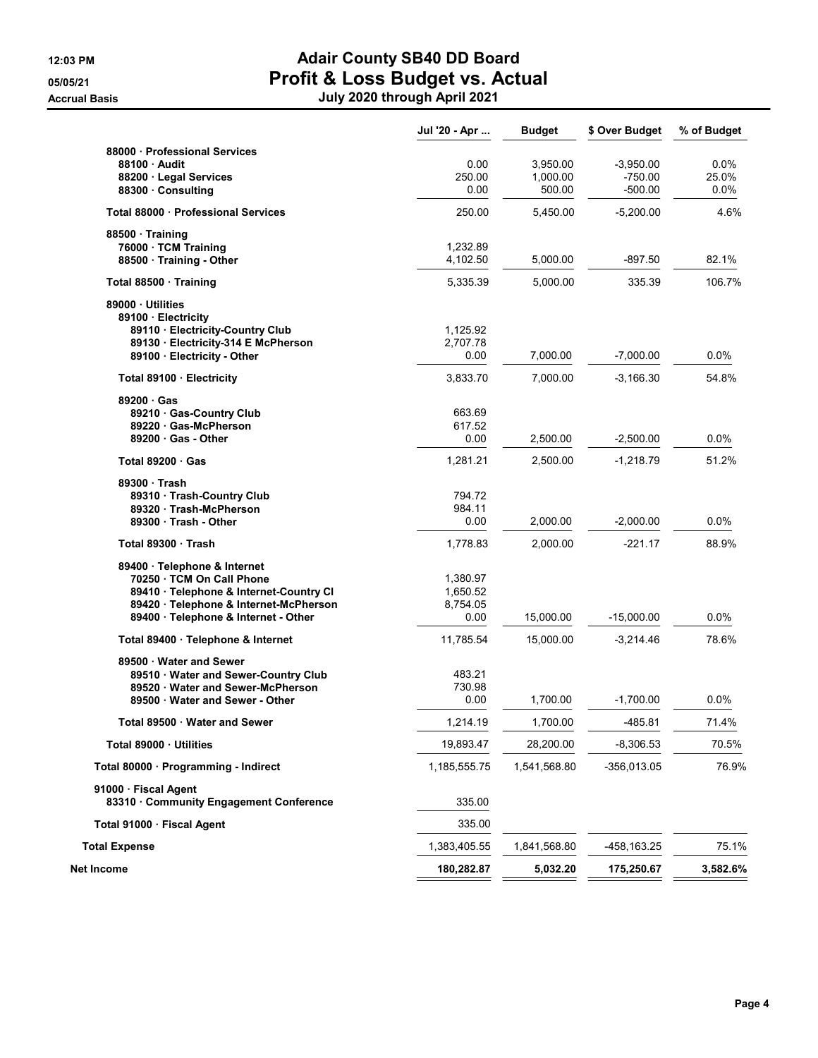# Adair County SB40 DD Board
## Profit & Loss Budget vs. Actual
### July 2020 through April 2021

12:03 PM
05/05/21
Accrual Basis

| | Jul '20 - Apr ... | Budget | $ Over Budget | % of Budget |
|---|---|---|---|---|
| 88000 · Professional Services | | | | |
| 88100 · Audit | 0.00 | 3,950.00 | -3,950.00 | 0.0% |
| 88200 · Legal Services | 250.00 | 1,000.00 | -750.00 | 25.0% |
| 88300 · Consulting | 0.00 | 500.00 | -500.00 | 0.0% |
| **Total 88000 · Professional Services** | 250.00 | 5,450.00 | -5,200.00 | 4.6% |
| 88500 · Training | | | | |
| 76000 · TCM Training | 1,232.89 | | | |
| 88500 · Training - Other | 4,102.50 | 5,000.00 | -897.50 | 82.1% |
| **Total 88500 · Training** | 5,335.39 | 5,000.00 | 335.39 | 106.7% |
| 89000 · Utilities | | | | |
| 89100 · Electricity | | | | |
| 89110 · Electricity-Country Club | 1,125.92 | | | |
| 89130 · Electricity-314 E McPherson | 2,707.78 | | | |
| 89100 · Electricity - Other | 0.00 | 7,000.00 | -7,000.00 | 0.0% |
| **Total 89100 · Electricity** | 3,833.70 | 7,000.00 | -3,166.30 | 54.8% |
| 89200 · Gas | | | | |
| 89210 · Gas-Country Club | 663.69 | | | |
| 89220 · Gas-McPherson | 617.52 | | | |
| 89200 · Gas - Other | 0.00 | 2,500.00 | -2,500.00 | 0.0% |
| **Total 89200 · Gas** | 1,281.21 | 2,500.00 | -1,218.79 | 51.2% |
| 89300 · Trash | | | | |
| 89310 · Trash-Country Club | 794.72 | | | |
| 89320 · Trash-McPherson | 984.11 | | | |
| 89300 · Trash - Other | 0.00 | 2,000.00 | -2,000.00 | 0.0% |
| **Total 89300 · Trash** | 1,778.83 | 2,000.00 | -221.17 | 88.9% |
| 89400 · Telephone & Internet | | | | |
| 70250 · TCM On Call Phone | 1,380.97 | | | |
| 89410 · Telephone & Internet-Country Cl | 1,650.52 | | | |
| 89420 · Telephone & Internet-McPherson | 8,754.05 | | | |
| 89400 · Telephone & Internet - Other | 0.00 | 15,000.00 | -15,000.00 | 0.0% |
| **Total 89400 · Telephone & Internet** | 11,785.54 | 15,000.00 | -3,214.46 | 78.6% |
| 89500 · Water and Sewer | | | | |
| 89510 · Water and Sewer-Country Club | 483.21 | | | |
| 89520 · Water and Sewer-McPherson | 730.98 | | | |
| 89500 · Water and Sewer - Other | 0.00 | 1,700.00 | -1,700.00 | 0.0% |
| **Total 89500 · Water and Sewer** | 1,214.19 | 1,700.00 | -485.81 | 71.4% |
| **Total 89000 · Utilities** | 19,893.47 | 28,200.00 | -8,306.53 | 70.5% |
| **Total 80000 · Programming - Indirect** | 1,185,555.75 | 1,541,568.80 | -356,013.05 | 76.9% |
| 91000 · Fiscal Agent | | | | |
| 83310 · Community Engagement Conference | 335.00 | | | |
| **Total 91000 · Fiscal Agent** | 335.00 | | | |
| **Total Expense** | 1,383,405.55 | 1,841,568.80 | -458,163.25 | 75.1% |
| **Net Income** | **180,282.87** | **5,032.20** | **175,250.67** | **3,582.6%** |